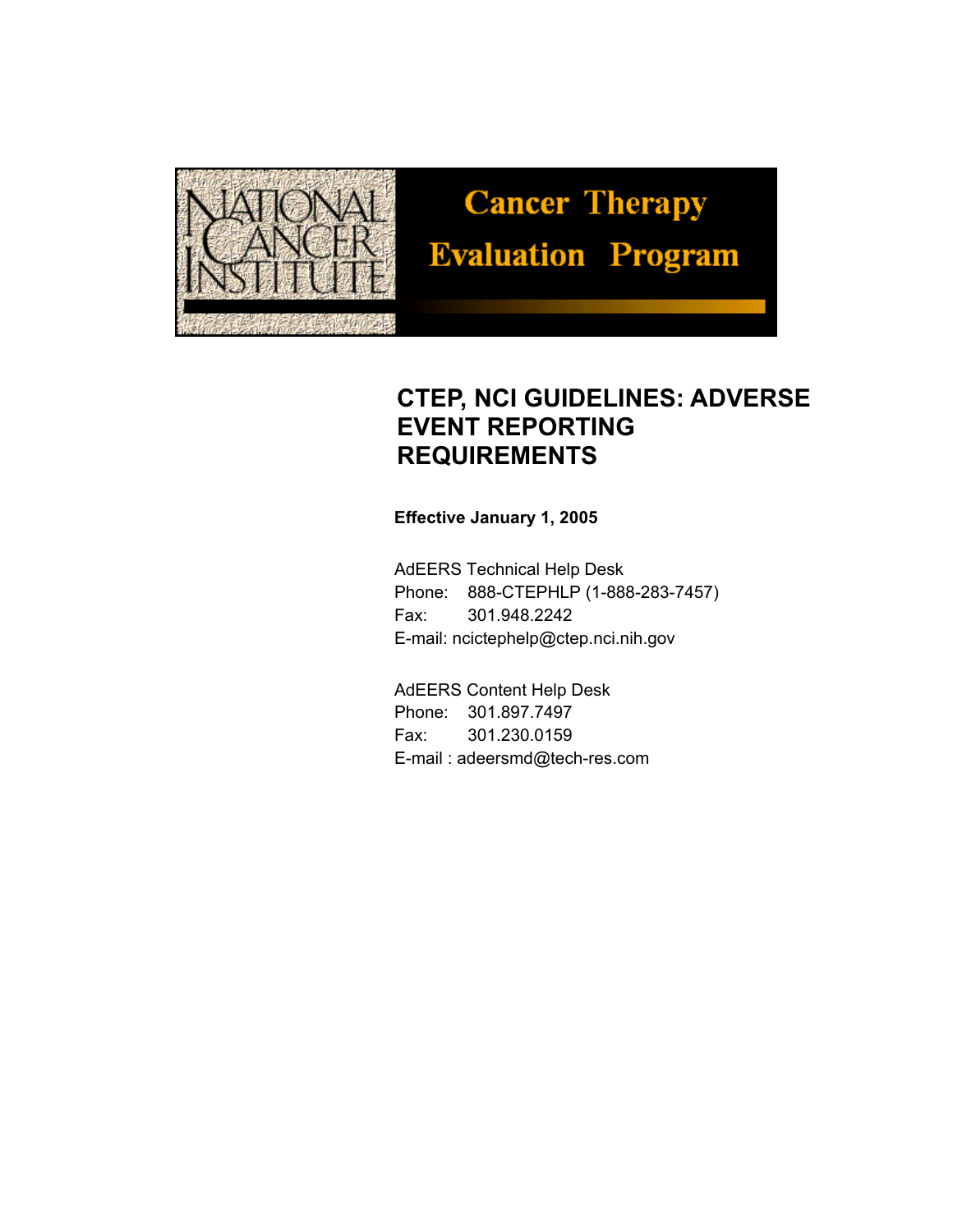National Cancer Institute

Cancer Therapy Evaluation Program

# CTEP, NCI GUIDELINES: ADVERSE EVENT REPORTING REQUIREMENTS

**Effective January 1, 2005**

AdEERS Technical Help Desk
Phone: 888-CTEPHLP (1-888-283-7457)
Fax: 301.948.2242
E-mail: ncictephelp@ctep.nci.nih.gov

AdEERS Content Help Desk
Phone: 301.897.7497
Fax: 301.230.0159
E-mail : adeersmd@tech-res.com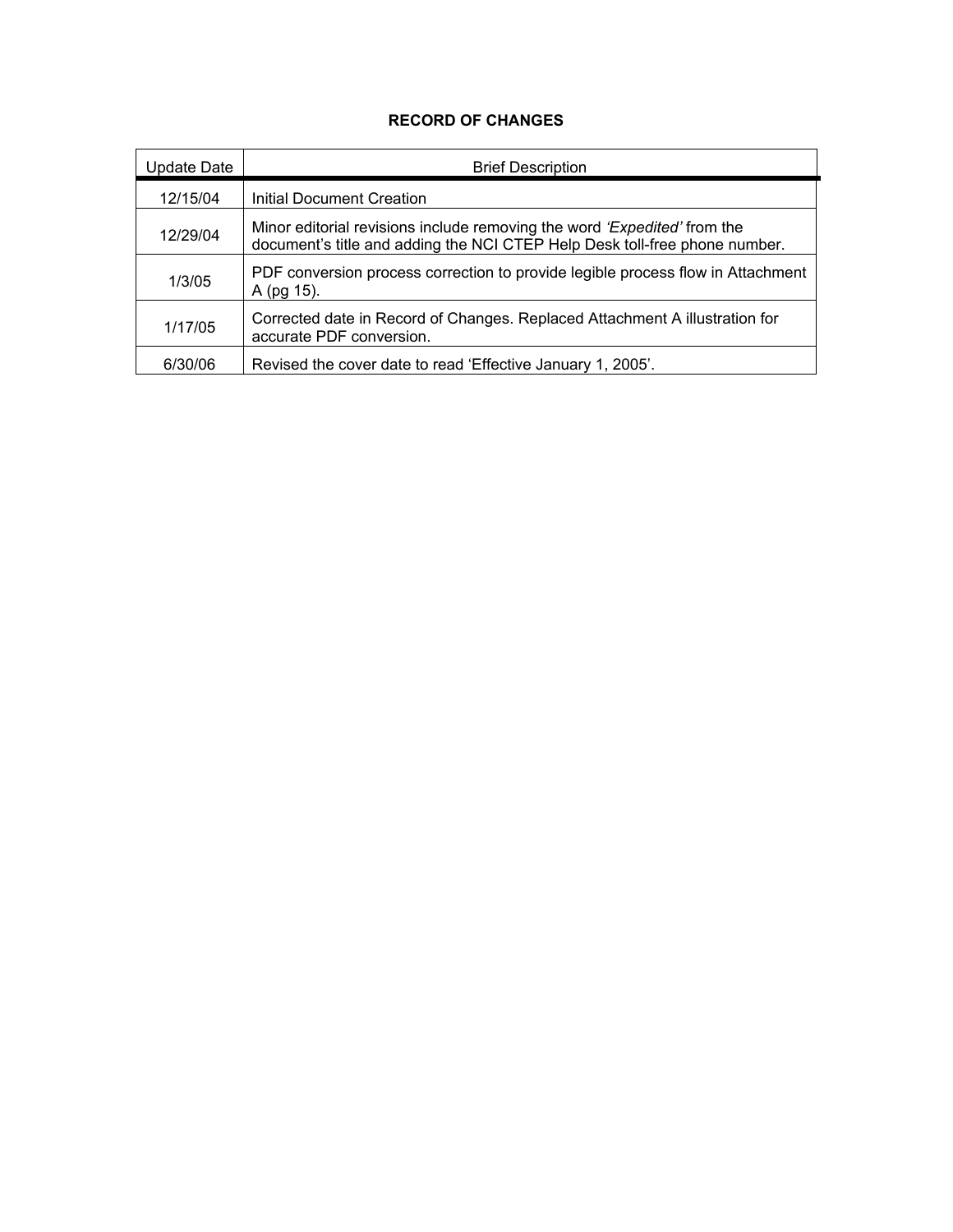**RECORD OF CHANGES**

| Update Date | Brief Description |
| --- | --- |
| 12/15/04 | Initial Document Creation |
| 12/29/04 | Minor editorial revisions include removing the word *'Expedited'* from the document's title and adding the NCI CTEP Help Desk toll-free phone number. |
| 1/3/05 | PDF conversion process correction to provide legible process flow in Attachment A (pg 15). |
| 1/17/05 | Corrected date in Record of Changes. Replaced Attachment A illustration for accurate PDF conversion. |
| 6/30/06 | Revised the cover date to read 'Effective January 1, 2005'. |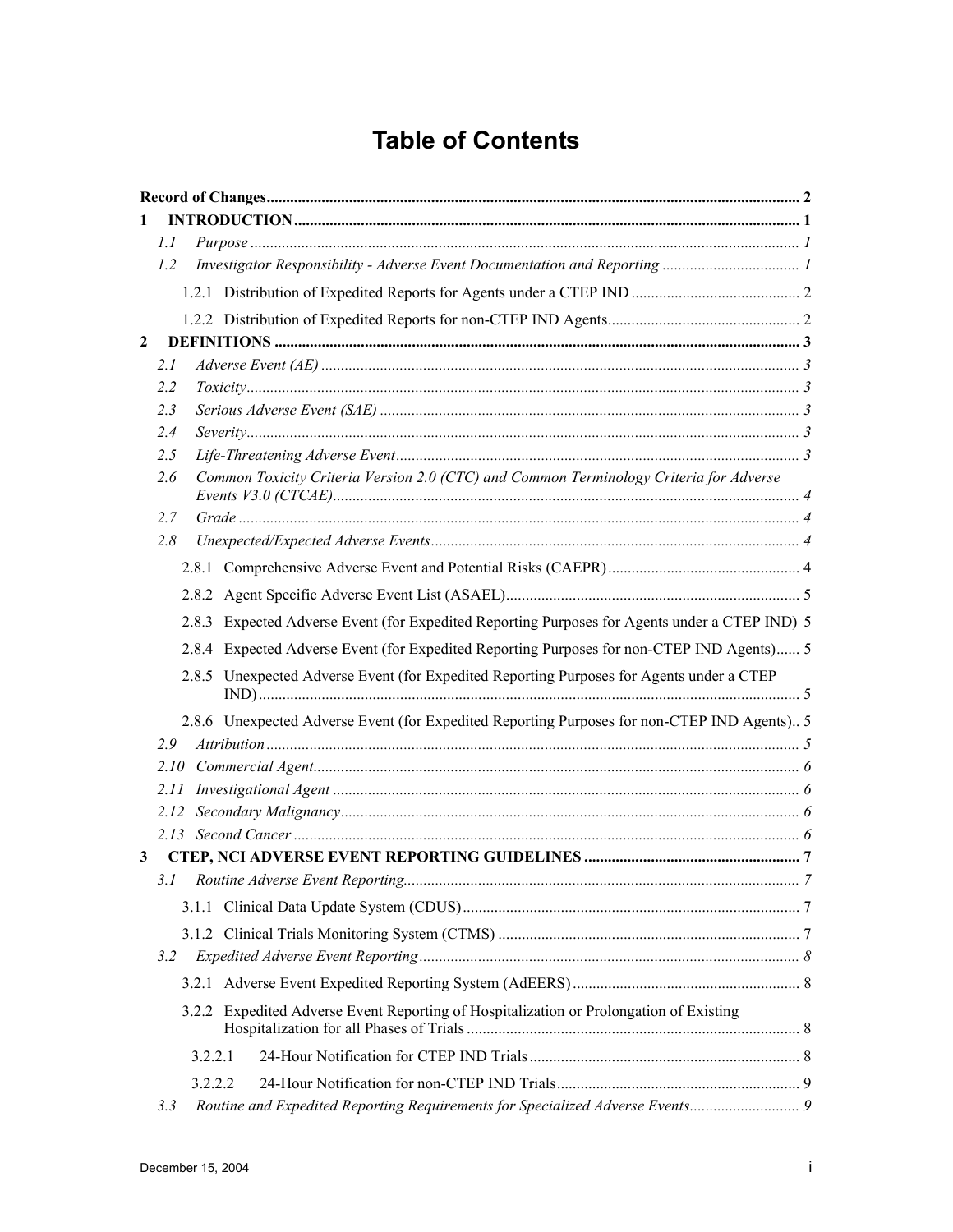# Table of Contents

**Record of Changes** ..................... **2**

**1 INTRODUCTION** ..................... **1**

- *1.1 Purpose* ..................... *1*
- *1.2 Investigator Responsibility - Adverse Event Documentation and Reporting* ..................... *1*
  - 1.2.1 Distribution of Expedited Reports for Agents under a CTEP IND ..................... 2
  - 1.2.2 Distribution of Expedited Reports for non-CTEP IND Agents ..................... 2

**2 DEFINITIONS** ..................... **3**

- *2.1 Adverse Event (AE)* ..................... *3*
- *2.2 Toxicity* ..................... *3*
- *2.3 Serious Adverse Event (SAE)* ..................... *3*
- *2.4 Severity* ..................... *3*
- *2.5 Life-Threatening Adverse Event* ..................... *3*
- *2.6 Common Toxicity Criteria Version 2.0 (CTC) and Common Terminology Criteria for Adverse Events V3.0 (CTCAE)* ..................... *4*
- *2.7 Grade* ..................... *4*
- *2.8 Unexpected/Expected Adverse Events* ..................... *4*
  - 2.8.1 Comprehensive Adverse Event and Potential Risks (CAEPR) ..................... 4
  - 2.8.2 Agent Specific Adverse Event List (ASAEL) ..................... 5
  - 2.8.3 Expected Adverse Event (for Expedited Reporting Purposes for Agents under a CTEP IND) 5
  - 2.8.4 Expected Adverse Event (for Expedited Reporting Purposes for non-CTEP IND Agents) ..................... 5
  - 2.8.5 Unexpected Adverse Event (for Expedited Reporting Purposes for Agents under a CTEP IND) ..................... 5
  - 2.8.6 Unexpected Adverse Event (for Expedited Reporting Purposes for non-CTEP IND Agents) .. 5
- *2.9 Attribution* ..................... *5*
- *2.10 Commercial Agent* ..................... *6*
- *2.11 Investigational Agent* ..................... *6*
- *2.12 Secondary Malignancy* ..................... *6*
- *2.13 Second Cancer* ..................... *6*

**3 CTEP, NCI ADVERSE EVENT REPORTING GUIDELINES** ..................... **7**

- *3.1 Routine Adverse Event Reporting* ..................... *7*
  - 3.1.1 Clinical Data Update System (CDUS) ..................... 7
  - 3.1.2 Clinical Trials Monitoring System (CTMS) ..................... 7
- *3.2 Expedited Adverse Event Reporting* ..................... *8*
  - 3.2.1 Adverse Event Expedited Reporting System (AdEERS) ..................... 8
  - 3.2.2 Expedited Adverse Event Reporting of Hospitalization or Prolongation of Existing Hospitalization for all Phases of Trials ..................... 8
    - 3.2.2.1 24-Hour Notification for CTEP IND Trials ..................... 8
    - 3.2.2.2 24-Hour Notification for non-CTEP IND Trials ..................... 9
- *3.3 Routine and Expedited Reporting Requirements for Specialized Adverse Events* ..................... *9*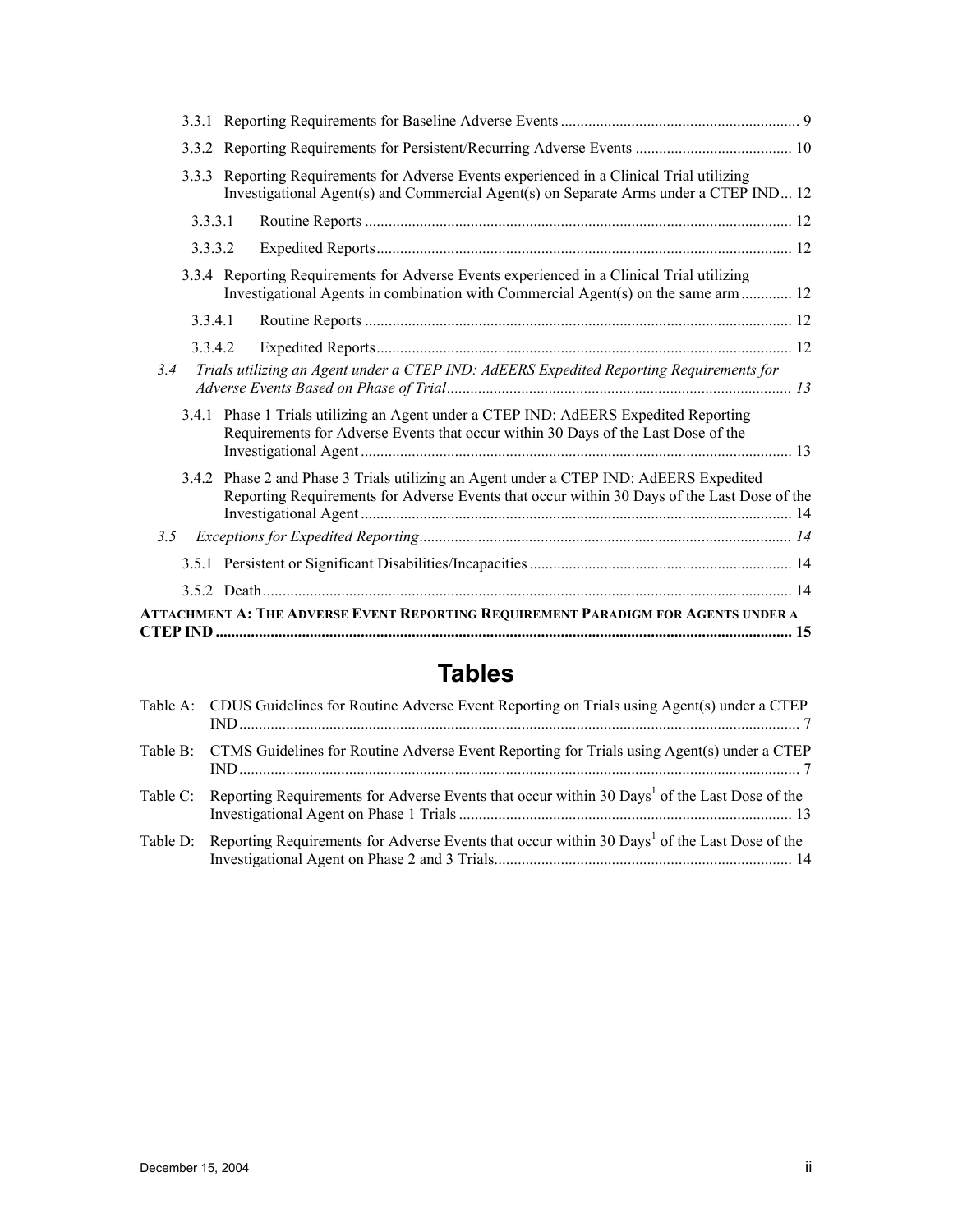3.3.1 Reporting Requirements for Baseline Adverse Events ............................................................ 9

3.3.2 Reporting Requirements for Persistent/Recurring Adverse Events ........................................ 10

3.3.3 Reporting Requirements for Adverse Events experienced in a Clinical Trial utilizing Investigational Agent(s) and Commercial Agent(s) on Separate Arms under a CTEP IND... 12

3.3.3.1 Routine Reports ............................................................................................................ 12

3.3.3.2 Expedited Reports......................................................................................................... 12

3.3.4 Reporting Requirements for Adverse Events experienced in a Clinical Trial utilizing Investigational Agents in combination with Commercial Agent(s) on the same arm ............. 12

3.3.4.1 Routine Reports ............................................................................................................ 12

3.3.4.2 Expedited Reports......................................................................................................... 12

*3.4 Trials utilizing an Agent under a CTEP IND: AdEERS Expedited Reporting Requirements for Adverse Events Based on Phase of Trial........................................................................................ 13*

3.4.1 Phase 1 Trials utilizing an Agent under a CTEP IND: AdEERS Expedited Reporting Requirements for Adverse Events that occur within 30 Days of the Last Dose of the Investigational Agent ............................................................................................................. 13

3.4.2 Phase 2 and Phase 3 Trials utilizing an Agent under a CTEP IND: AdEERS Expedited Reporting Requirements for Adverse Events that occur within 30 Days of the Last Dose of the Investigational Agent ............................................................................................................. 14

*3.5 Exceptions for Expedited Reporting............................................................................................. 14*

3.5.1 Persistent or Significant Disabilities/Incapacities .................................................................. 14

3.5.2 Death...................................................................................................................................... 14

**ATTACHMENT A: THE ADVERSE EVENT REPORTING REQUIREMENT PARADIGM FOR AGENTS UNDER A CTEP IND ................................................................................................................................. 15**

# Tables

Table A: CDUS Guidelines for Routine Adverse Event Reporting on Trials using Agent(s) under a CTEP IND.............................................................................................................................. 7

Table B: CTMS Guidelines for Routine Adverse Event Reporting for Trials using Agent(s) under a CTEP IND.............................................................................................................................. 7

Table C: Reporting Requirements for Adverse Events that occur within 30 Days[1] of the Last Dose of the Investigational Agent on Phase 1 Trials .................................................................................... 13

Table D: Reporting Requirements for Adverse Events that occur within 30 Days[1] of the Last Dose of the Investigational Agent on Phase 2 and 3 Trials........................................................................... 14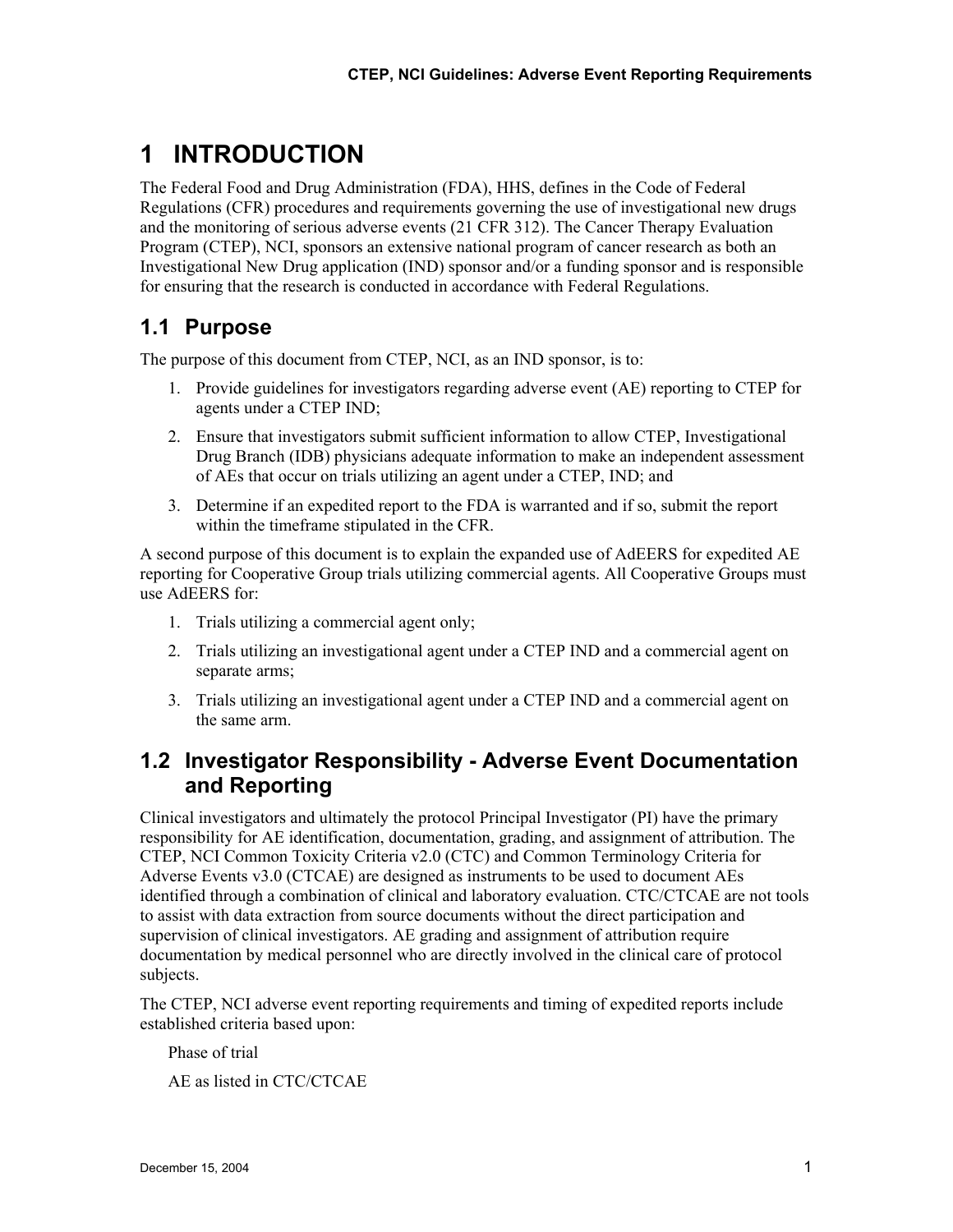# 1 INTRODUCTION

The Federal Food and Drug Administration (FDA), HHS, defines in the Code of Federal Regulations (CFR) procedures and requirements governing the use of investigational new drugs and the monitoring of serious adverse events (21 CFR 312). The Cancer Therapy Evaluation Program (CTEP), NCI, sponsors an extensive national program of cancer research as both an Investigational New Drug application (IND) sponsor and/or a funding sponsor and is responsible for ensuring that the research is conducted in accordance with Federal Regulations.

## 1.1 Purpose

The purpose of this document from CTEP, NCI, as an IND sponsor, is to:

1. Provide guidelines for investigators regarding adverse event (AE) reporting to CTEP for agents under a CTEP IND;
2. Ensure that investigators submit sufficient information to allow CTEP, Investigational Drug Branch (IDB) physicians adequate information to make an independent assessment of AEs that occur on trials utilizing an agent under a CTEP, IND; and
3. Determine if an expedited report to the FDA is warranted and if so, submit the report within the timeframe stipulated in the CFR.

A second purpose of this document is to explain the expanded use of AdEERS for expedited AE reporting for Cooperative Group trials utilizing commercial agents. All Cooperative Groups must use AdEERS for:

1. Trials utilizing a commercial agent only;
2. Trials utilizing an investigational agent under a CTEP IND and a commercial agent on separate arms;
3. Trials utilizing an investigational agent under a CTEP IND and a commercial agent on the same arm.

## 1.2 Investigator Responsibility - Adverse Event Documentation and Reporting

Clinical investigators and ultimately the protocol Principal Investigator (PI) have the primary responsibility for AE identification, documentation, grading, and assignment of attribution. The CTEP, NCI Common Toxicity Criteria v2.0 (CTC) and Common Terminology Criteria for Adverse Events v3.0 (CTCAE) are designed as instruments to be used to document AEs identified through a combination of clinical and laboratory evaluation. CTC/CTCAE are not tools to assist with data extraction from source documents without the direct participation and supervision of clinical investigators. AE grading and assignment of attribution require documentation by medical personnel who are directly involved in the clinical care of protocol subjects.

The CTEP, NCI adverse event reporting requirements and timing of expedited reports include established criteria based upon:

Phase of trial

AE as listed in CTC/CTCAE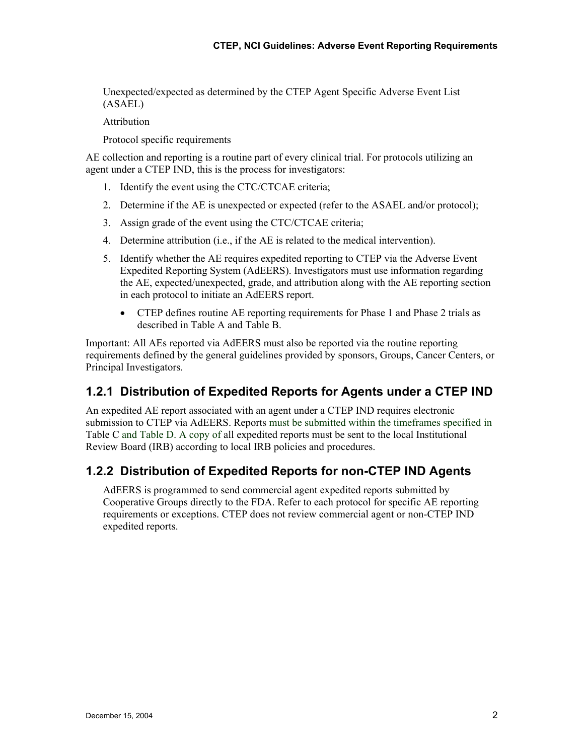Unexpected/expected as determined by the CTEP Agent Specific Adverse Event List (ASAEL)

Attribution

Protocol specific requirements

AE collection and reporting is a routine part of every clinical trial. For protocols utilizing an agent under a CTEP IND, this is the process for investigators:

1. Identify the event using the CTC/CTCAE criteria;
2. Determine if the AE is unexpected or expected (refer to the ASAEL and/or protocol);
3. Assign grade of the event using the CTC/CTCAE criteria;
4. Determine attribution (i.e., if the AE is related to the medical intervention).
5. Identify whether the AE requires expedited reporting to CTEP via the Adverse Event Expedited Reporting System (AdEERS). Investigators must use information regarding the AE, expected/unexpected, grade, and attribution along with the AE reporting section in each protocol to initiate an AdEERS report.
    - CTEP defines routine AE reporting requirements for Phase 1 and Phase 2 trials as described in Table A and Table B.

Important: All AEs reported via AdEERS must also be reported via the routine reporting requirements defined by the general guidelines provided by sponsors, Groups, Cancer Centers, or Principal Investigators.

### 1.2.1 Distribution of Expedited Reports for Agents under a CTEP IND

An expedited AE report associated with an agent under a CTEP IND requires electronic submission to CTEP via AdEERS. Reports must be submitted within the timeframes specified in Table C and Table D. A copy of all expedited reports must be sent to the local Institutional Review Board (IRB) according to local IRB policies and procedures.

### 1.2.2 Distribution of Expedited Reports for non-CTEP IND Agents

AdEERS is programmed to send commercial agent expedited reports submitted by Cooperative Groups directly to the FDA. Refer to each protocol for specific AE reporting requirements or exceptions. CTEP does not review commercial agent or non-CTEP IND expedited reports.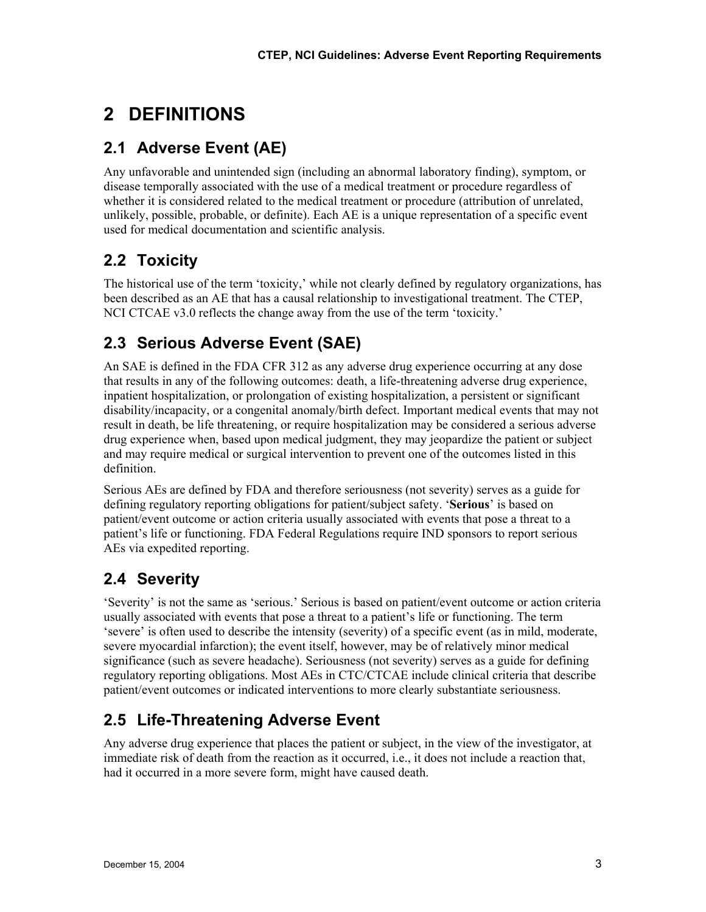# 2 DEFINITIONS

## 2.1 Adverse Event (AE)

Any unfavorable and unintended sign (including an abnormal laboratory finding), symptom, or disease temporally associated with the use of a medical treatment or procedure regardless of whether it is considered related to the medical treatment or procedure (attribution of unrelated, unlikely, possible, probable, or definite). Each AE is a unique representation of a specific event used for medical documentation and scientific analysis.

## 2.2 Toxicity

The historical use of the term 'toxicity,' while not clearly defined by regulatory organizations, has been described as an AE that has a causal relationship to investigational treatment. The CTEP, NCI CTCAE v3.0 reflects the change away from the use of the term 'toxicity.'

## 2.3 Serious Adverse Event (SAE)

An SAE is defined in the FDA CFR 312 as any adverse drug experience occurring at any dose that results in any of the following outcomes: death, a life-threatening adverse drug experience, inpatient hospitalization, or prolongation of existing hospitalization, a persistent or significant disability/incapacity, or a congenital anomaly/birth defect. Important medical events that may not result in death, be life threatening, or require hospitalization may be considered a serious adverse drug experience when, based upon medical judgment, they may jeopardize the patient or subject and may require medical or surgical intervention to prevent one of the outcomes listed in this definition.

Serious AEs are defined by FDA and therefore seriousness (not severity) serves as a guide for defining regulatory reporting obligations for patient/subject safety. '**Serious**' is based on patient/event outcome or action criteria usually associated with events that pose a threat to a patient's life or functioning. FDA Federal Regulations require IND sponsors to report serious AEs via expedited reporting.

## 2.4 Severity

'Severity' is not the same as 'serious.' Serious is based on patient/event outcome or action criteria usually associated with events that pose a threat to a patient's life or functioning. The term 'severe' is often used to describe the intensity (severity) of a specific event (as in mild, moderate, severe myocardial infarction); the event itself, however, may be of relatively minor medical significance (such as severe headache). Seriousness (not severity) serves as a guide for defining regulatory reporting obligations. Most AEs in CTC/CTCAE include clinical criteria that describe patient/event outcomes or indicated interventions to more clearly substantiate seriousness.

## 2.5 Life-Threatening Adverse Event

Any adverse drug experience that places the patient or subject, in the view of the investigator, at immediate risk of death from the reaction as it occurred, i.e., it does not include a reaction that, had it occurred in a more severe form, might have caused death.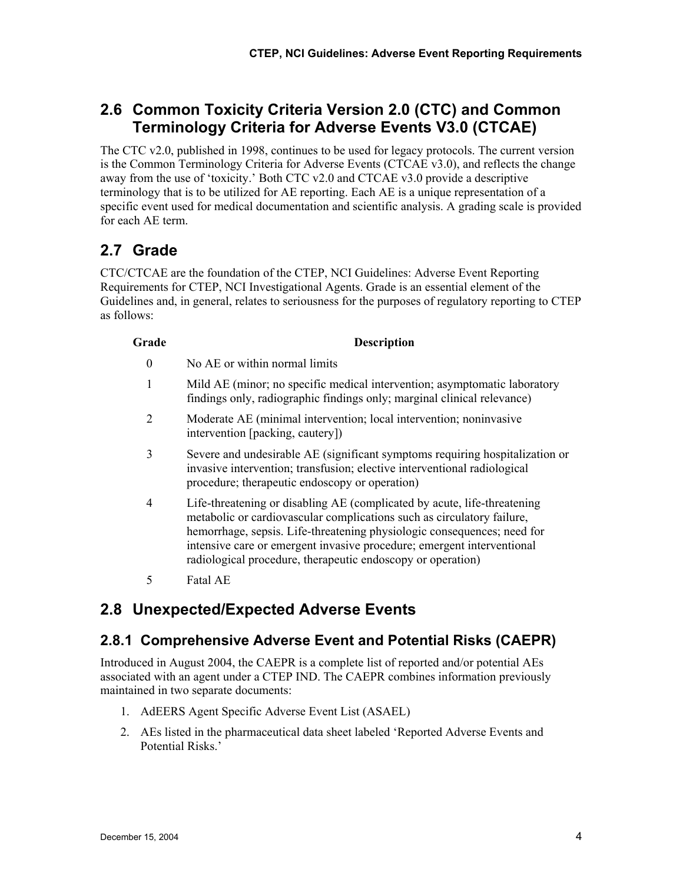## 2.6 Common Toxicity Criteria Version 2.0 (CTC) and Common Terminology Criteria for Adverse Events V3.0 (CTCAE)

The CTC v2.0, published in 1998, continues to be used for legacy protocols. The current version is the Common Terminology Criteria for Adverse Events (CTCAE v3.0), and reflects the change away from the use of 'toxicity.' Both CTC v2.0 and CTCAE v3.0 provide a descriptive terminology that is to be utilized for AE reporting. Each AE is a unique representation of a specific event used for medical documentation and scientific analysis. A grading scale is provided for each AE term.

## 2.7 Grade

CTC/CTCAE are the foundation of the CTEP, NCI Guidelines: Adverse Event Reporting Requirements for CTEP, NCI Investigational Agents. Grade is an essential element of the Guidelines and, in general, relates to seriousness for the purposes of regulatory reporting to CTEP as follows:

| Grade | Description |
|---|---|
| 0 | No AE or within normal limits |
| 1 | Mild AE (minor; no specific medical intervention; asymptomatic laboratory findings only, radiographic findings only; marginal clinical relevance) |
| 2 | Moderate AE (minimal intervention; local intervention; noninvasive intervention [packing, cautery]) |
| 3 | Severe and undesirable AE (significant symptoms requiring hospitalization or invasive intervention; transfusion; elective interventional radiological procedure; therapeutic endoscopy or operation) |
| 4 | Life-threatening or disabling AE (complicated by acute, life-threatening metabolic or cardiovascular complications such as circulatory failure, hemorrhage, sepsis. Life-threatening physiologic consequences; need for intensive care or emergent invasive procedure; emergent interventional radiological procedure, therapeutic endoscopy or operation) |
| 5 | Fatal AE |

## 2.8 Unexpected/Expected Adverse Events

### 2.8.1 Comprehensive Adverse Event and Potential Risks (CAEPR)

Introduced in August 2004, the CAEPR is a complete list of reported and/or potential AEs associated with an agent under a CTEP IND. The CAEPR combines information previously maintained in two separate documents:

1. AdEERS Agent Specific Adverse Event List (ASAEL)
2. AEs listed in the pharmaceutical data sheet labeled 'Reported Adverse Events and Potential Risks.'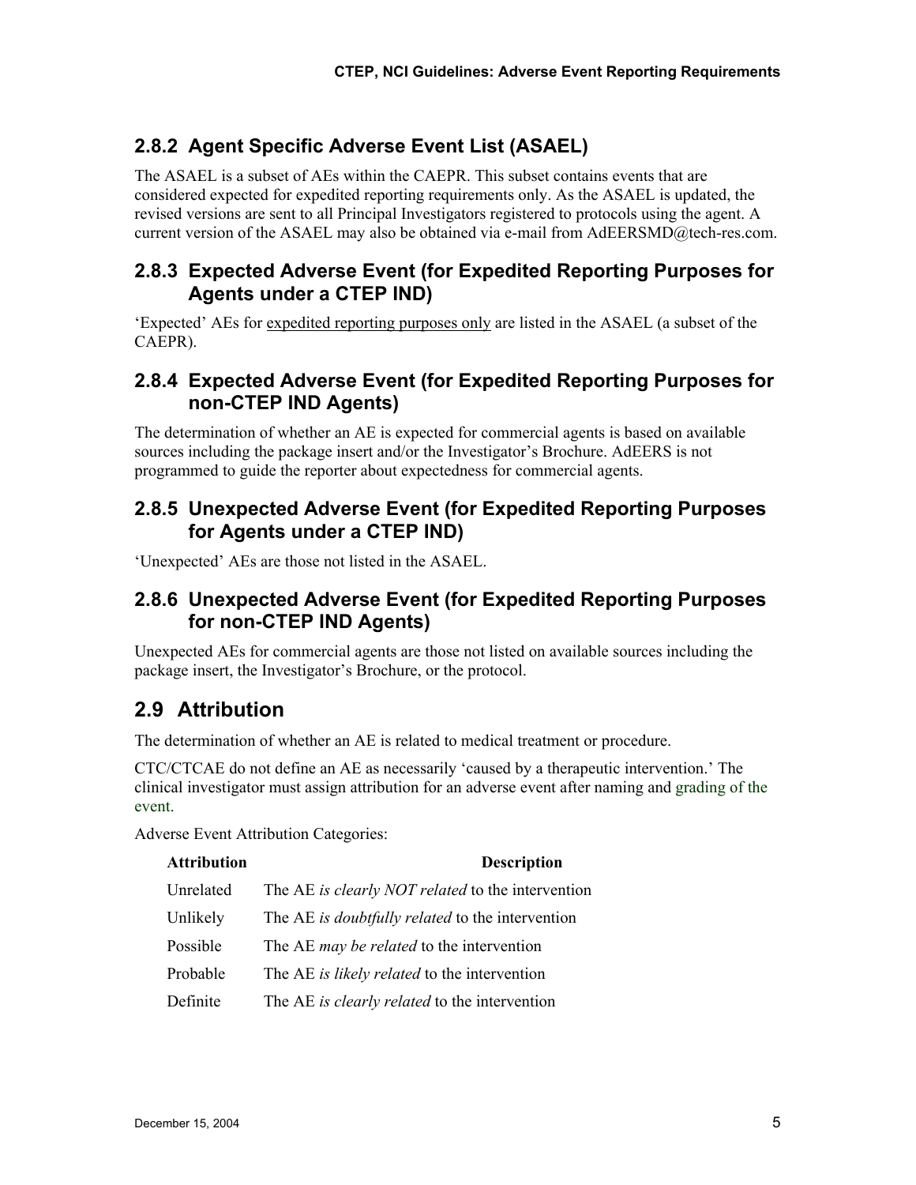### 2.8.2 Agent Specific Adverse Event List (ASAEL)

The ASAEL is a subset of AEs within the CAEPR. This subset contains events that are considered expected for expedited reporting requirements only. As the ASAEL is updated, the revised versions are sent to all Principal Investigators registered to protocols using the agent. A current version of the ASAEL may also be obtained via e-mail from AdEERSMD@tech-res.com.

### 2.8.3 Expected Adverse Event (for Expedited Reporting Purposes for Agents under a CTEP IND)

'Expected' AEs for expedited reporting purposes only are listed in the ASAEL (a subset of the CAEPR).

### 2.8.4 Expected Adverse Event (for Expedited Reporting Purposes for non-CTEP IND Agents)

The determination of whether an AE is expected for commercial agents is based on available sources including the package insert and/or the Investigator's Brochure. AdEERS is not programmed to guide the reporter about expectedness for commercial agents.

### 2.8.5 Unexpected Adverse Event (for Expedited Reporting Purposes for Agents under a CTEP IND)

'Unexpected' AEs are those not listed in the ASAEL.

### 2.8.6 Unexpected Adverse Event (for Expedited Reporting Purposes for non-CTEP IND Agents)

Unexpected AEs for commercial agents are those not listed on available sources including the package insert, the Investigator's Brochure, or the protocol.

## 2.9 Attribution

The determination of whether an AE is related to medical treatment or procedure.

CTC/CTCAE do not define an AE as necessarily 'caused by a therapeutic intervention.' The clinical investigator must assign attribution for an adverse event after naming and grading of the event.

Adverse Event Attribution Categories:

| Attribution | Description |
|---|---|
| Unrelated | The AE *is clearly NOT related* to the intervention |
| Unlikely | The AE *is doubtfully related* to the intervention |
| Possible | The AE *may be related* to the intervention |
| Probable | The AE *is likely related* to the intervention |
| Definite | The AE *is clearly related* to the intervention |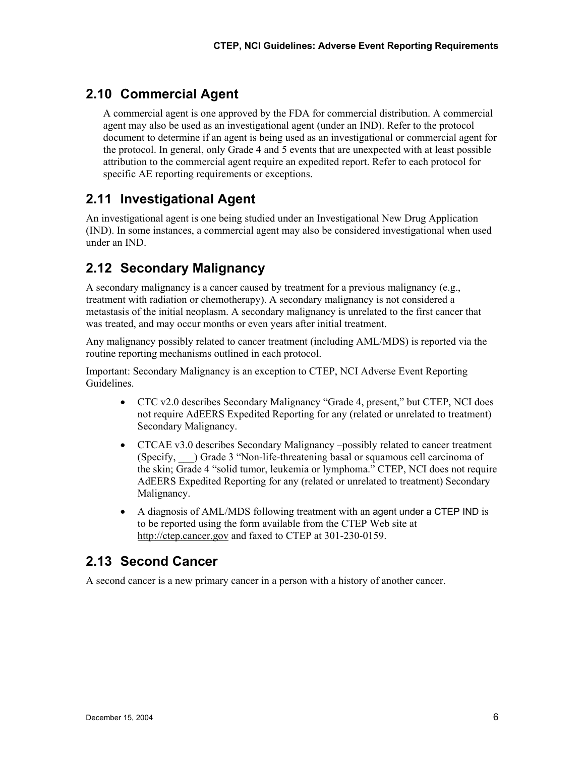## 2.10 Commercial Agent

A commercial agent is one approved by the FDA for commercial distribution. A commercial agent may also be used as an investigational agent (under an IND). Refer to the protocol document to determine if an agent is being used as an investigational or commercial agent for the protocol. In general, only Grade 4 and 5 events that are unexpected with at least possible attribution to the commercial agent require an expedited report. Refer to each protocol for specific AE reporting requirements or exceptions.

## 2.11 Investigational Agent

An investigational agent is one being studied under an Investigational New Drug Application (IND). In some instances, a commercial agent may also be considered investigational when used under an IND.

## 2.12 Secondary Malignancy

A secondary malignancy is a cancer caused by treatment for a previous malignancy (e.g., treatment with radiation or chemotherapy). A secondary malignancy is not considered a metastasis of the initial neoplasm. A secondary malignancy is unrelated to the first cancer that was treated, and may occur months or even years after initial treatment.

Any malignancy possibly related to cancer treatment (including AML/MDS) is reported via the routine reporting mechanisms outlined in each protocol.

Important: Secondary Malignancy is an exception to CTEP, NCI Adverse Event Reporting Guidelines.

- CTC v2.0 describes Secondary Malignancy "Grade 4, present," but CTEP, NCI does not require AdEERS Expedited Reporting for any (related or unrelated to treatment) Secondary Malignancy.
- CTCAE v3.0 describes Secondary Malignancy –possibly related to cancer treatment (Specify, ___) Grade 3 "Non-life-threatening basal or squamous cell carcinoma of the skin; Grade 4 "solid tumor, leukemia or lymphoma." CTEP, NCI does not require AdEERS Expedited Reporting for any (related or unrelated to treatment) Secondary Malignancy.
- A diagnosis of AML/MDS following treatment with an agent under a CTEP IND is to be reported using the form available from the CTEP Web site at http://ctep.cancer.gov and faxed to CTEP at 301-230-0159.

## 2.13 Second Cancer

A second cancer is a new primary cancer in a person with a history of another cancer.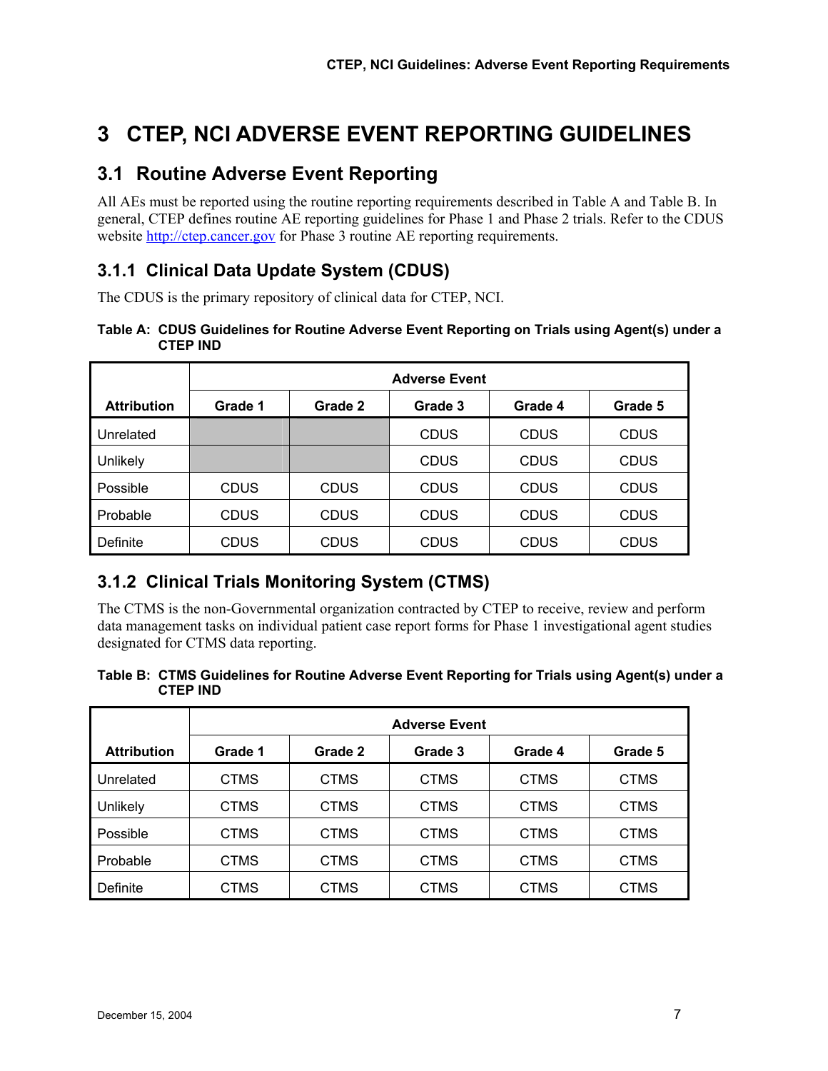# 3 CTEP, NCI ADVERSE EVENT REPORTING GUIDELINES

## 3.1 Routine Adverse Event Reporting

All AEs must be reported using the routine reporting requirements described in Table A and Table B. In general, CTEP defines routine AE reporting guidelines for Phase 1 and Phase 2 trials. Refer to the CDUS website http://ctep.cancer.gov for Phase 3 routine AE reporting requirements.

### 3.1.1 Clinical Data Update System (CDUS)

The CDUS is the primary repository of clinical data for CTEP, NCI.

**Table A: CDUS Guidelines for Routine Adverse Event Reporting on Trials using Agent(s) under a CTEP IND**

| | Adverse Event | | | | |
|---|---|---|---|---|---|
| **Attribution** | **Grade 1** | **Grade 2** | **Grade 3** | **Grade 4** | **Grade 5** |
| Unrelated | | | CDUS | CDUS | CDUS |
| Unlikely | | | CDUS | CDUS | CDUS |
| Possible | CDUS | CDUS | CDUS | CDUS | CDUS |
| Probable | CDUS | CDUS | CDUS | CDUS | CDUS |
| Definite | CDUS | CDUS | CDUS | CDUS | CDUS |

### 3.1.2 Clinical Trials Monitoring System (CTMS)

The CTMS is the non-Governmental organization contracted by CTEP to receive, review and perform data management tasks on individual patient case report forms for Phase 1 investigational agent studies designated for CTMS data reporting.

**Table B: CTMS Guidelines for Routine Adverse Event Reporting for Trials using Agent(s) under a CTEP IND**

| | Adverse Event | | | | |
|---|---|---|---|---|---|
| **Attribution** | **Grade 1** | **Grade 2** | **Grade 3** | **Grade 4** | **Grade 5** |
| Unrelated | CTMS | CTMS | CTMS | CTMS | CTMS |
| Unlikely | CTMS | CTMS | CTMS | CTMS | CTMS |
| Possible | CTMS | CTMS | CTMS | CTMS | CTMS |
| Probable | CTMS | CTMS | CTMS | CTMS | CTMS |
| Definite | CTMS | CTMS | CTMS | CTMS | CTMS |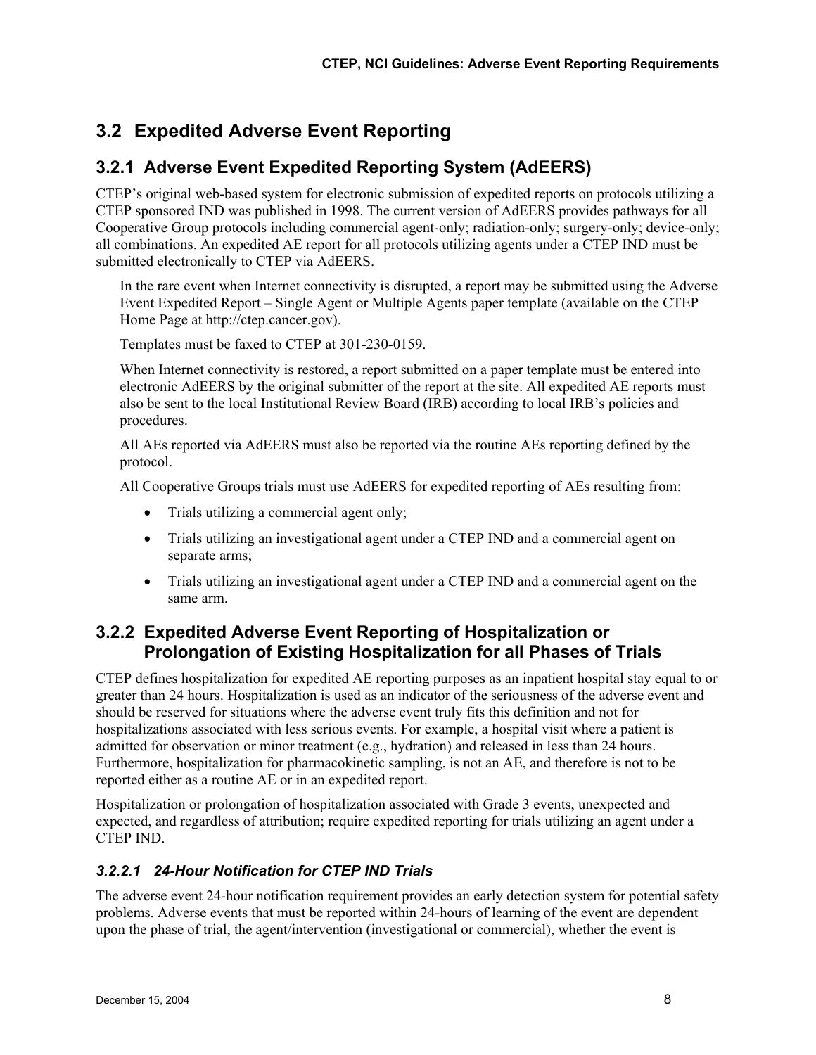## 3.2 Expedited Adverse Event Reporting

### 3.2.1 Adverse Event Expedited Reporting System (AdEERS)

CTEP's original web-based system for electronic submission of expedited reports on protocols utilizing a CTEP sponsored IND was published in 1998. The current version of AdEERS provides pathways for all Cooperative Group protocols including commercial agent-only; radiation-only; surgery-only; device-only; all combinations. An expedited AE report for all protocols utilizing agents under a CTEP IND must be submitted electronically to CTEP via AdEERS.

In the rare event when Internet connectivity is disrupted, a report may be submitted using the Adverse Event Expedited Report – Single Agent or Multiple Agents paper template (available on the CTEP Home Page at http://ctep.cancer.gov).

Templates must be faxed to CTEP at 301-230-0159.

When Internet connectivity is restored, a report submitted on a paper template must be entered into electronic AdEERS by the original submitter of the report at the site. All expedited AE reports must also be sent to the local Institutional Review Board (IRB) according to local IRB's policies and procedures.

All AEs reported via AdEERS must also be reported via the routine AEs reporting defined by the protocol.

All Cooperative Groups trials must use AdEERS for expedited reporting of AEs resulting from:

- Trials utilizing a commercial agent only;
- Trials utilizing an investigational agent under a CTEP IND and a commercial agent on separate arms;
- Trials utilizing an investigational agent under a CTEP IND and a commercial agent on the same arm.

### 3.2.2 Expedited Adverse Event Reporting of Hospitalization or Prolongation of Existing Hospitalization for all Phases of Trials

CTEP defines hospitalization for expedited AE reporting purposes as an inpatient hospital stay equal to or greater than 24 hours. Hospitalization is used as an indicator of the seriousness of the adverse event and should be reserved for situations where the adverse event truly fits this definition and not for hospitalizations associated with less serious events. For example, a hospital visit where a patient is admitted for observation or minor treatment (e.g., hydration) and released in less than 24 hours. Furthermore, hospitalization for pharmacokinetic sampling, is not an AE, and therefore is not to be reported either as a routine AE or in an expedited report.

Hospitalization or prolongation of hospitalization associated with Grade 3 events, unexpected and expected, and regardless of attribution; require expedited reporting for trials utilizing an agent under a CTEP IND.

#### *3.2.2.1 24-Hour Notification for CTEP IND Trials*

The adverse event 24-hour notification requirement provides an early detection system for potential safety problems. Adverse events that must be reported within 24-hours of learning of the event are dependent upon the phase of trial, the agent/intervention (investigational or commercial), whether the event is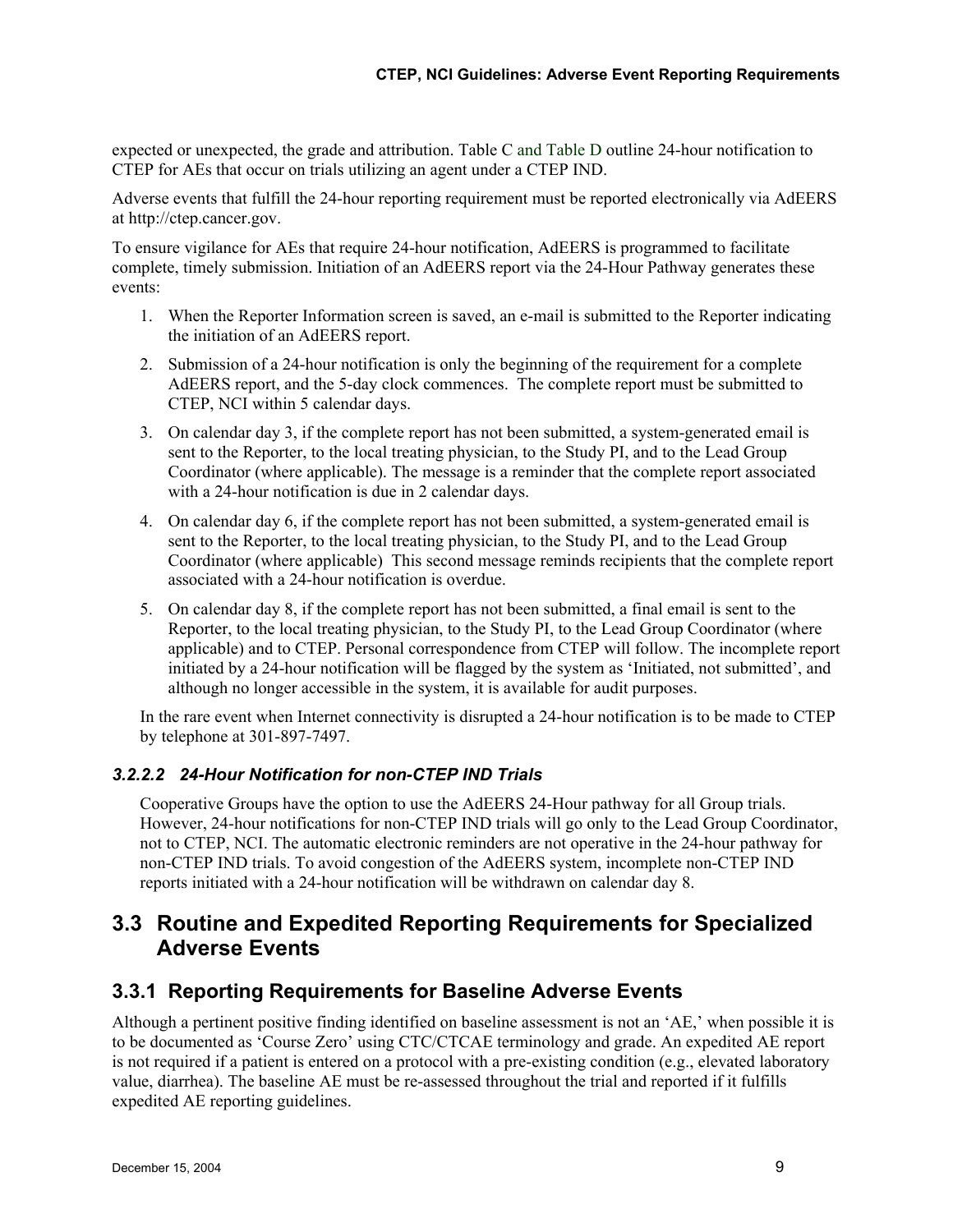expected or unexpected, the grade and attribution. Table C and Table D outline 24-hour notification to CTEP for AEs that occur on trials utilizing an agent under a CTEP IND.

Adverse events that fulfill the 24-hour reporting requirement must be reported electronically via AdEERS at http://ctep.cancer.gov.

To ensure vigilance for AEs that require 24-hour notification, AdEERS is programmed to facilitate complete, timely submission. Initiation of an AdEERS report via the 24-Hour Pathway generates these events:

1. When the Reporter Information screen is saved, an e-mail is submitted to the Reporter indicating the initiation of an AdEERS report.
2. Submission of a 24-hour notification is only the beginning of the requirement for a complete AdEERS report, and the 5-day clock commences. The complete report must be submitted to CTEP, NCI within 5 calendar days.
3. On calendar day 3, if the complete report has not been submitted, a system-generated email is sent to the Reporter, to the local treating physician, to the Study PI, and to the Lead Group Coordinator (where applicable). The message is a reminder that the complete report associated with a 24-hour notification is due in 2 calendar days.
4. On calendar day 6, if the complete report has not been submitted, a system-generated email is sent to the Reporter, to the local treating physician, to the Study PI, and to the Lead Group Coordinator (where applicable) This second message reminds recipients that the complete report associated with a 24-hour notification is overdue.
5. On calendar day 8, if the complete report has not been submitted, a final email is sent to the Reporter, to the local treating physician, to the Study PI, to the Lead Group Coordinator (where applicable) and to CTEP. Personal correspondence from CTEP will follow. The incomplete report initiated by a 24-hour notification will be flagged by the system as 'Initiated, not submitted', and although no longer accessible in the system, it is available for audit purposes.

In the rare event when Internet connectivity is disrupted a 24-hour notification is to be made to CTEP by telephone at 301-897-7497.

#### *3.2.2.2 24-Hour Notification for non-CTEP IND Trials*

Cooperative Groups have the option to use the AdEERS 24-Hour pathway for all Group trials. However, 24-hour notifications for non-CTEP IND trials will go only to the Lead Group Coordinator, not to CTEP, NCI. The automatic electronic reminders are not operative in the 24-hour pathway for non-CTEP IND trials. To avoid congestion of the AdEERS system, incomplete non-CTEP IND reports initiated with a 24-hour notification will be withdrawn on calendar day 8.

## 3.3 Routine and Expedited Reporting Requirements for Specialized Adverse Events

### 3.3.1 Reporting Requirements for Baseline Adverse Events

Although a pertinent positive finding identified on baseline assessment is not an 'AE,' when possible it is to be documented as 'Course Zero' using CTC/CTCAE terminology and grade. An expedited AE report is not required if a patient is entered on a protocol with a pre-existing condition (e.g., elevated laboratory value, diarrhea). The baseline AE must be re-assessed throughout the trial and reported if it fulfills expedited AE reporting guidelines.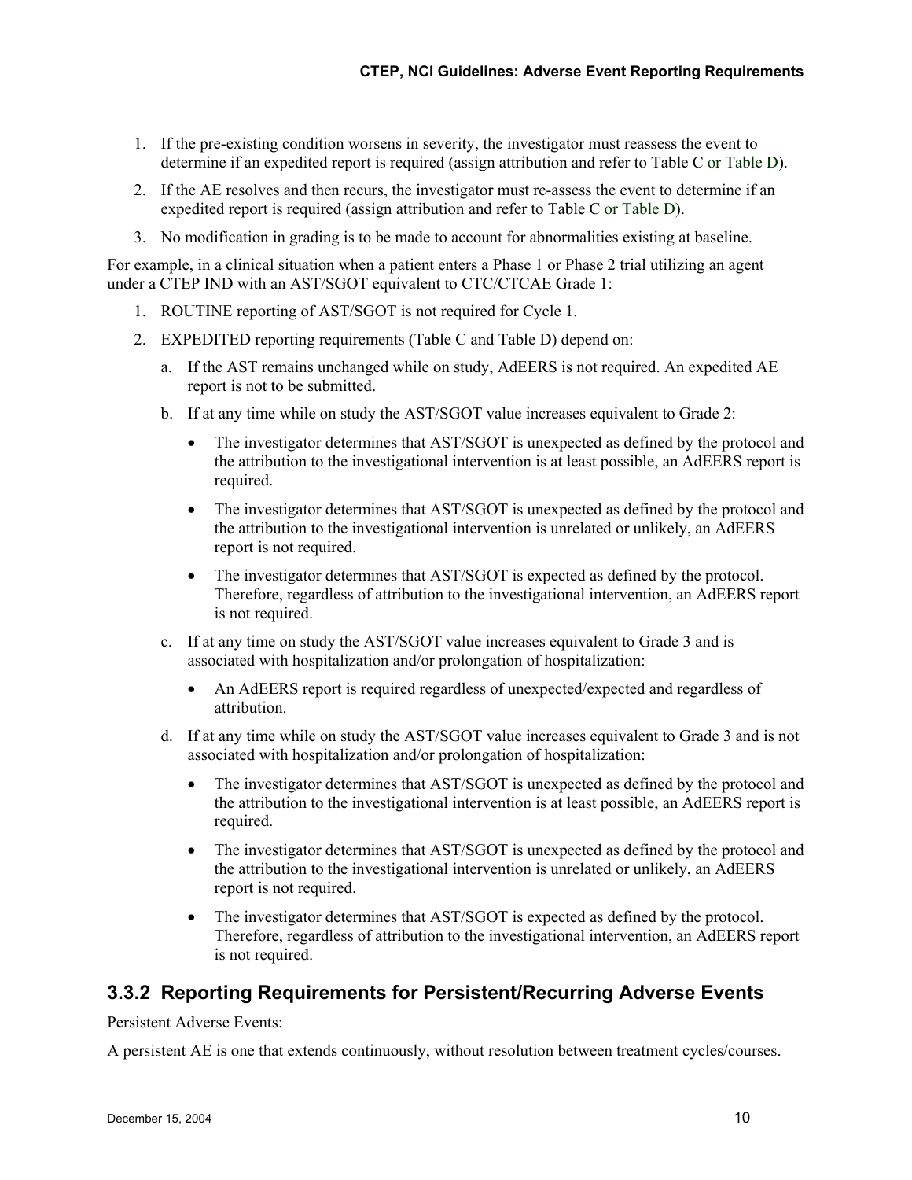1. If the pre-existing condition worsens in severity, the investigator must reassess the event to determine if an expedited report is required (assign attribution and refer to Table C or Table D).
2. If the AE resolves and then recurs, the investigator must re-assess the event to determine if an expedited report is required (assign attribution and refer to Table C or Table D).
3. No modification in grading is to be made to account for abnormalities existing at baseline.

For example, in a clinical situation when a patient enters a Phase 1 or Phase 2 trial utilizing an agent under a CTEP IND with an AST/SGOT equivalent to CTC/CTCAE Grade 1:

1. ROUTINE reporting of AST/SGOT is not required for Cycle 1.
2. EXPEDITED reporting requirements (Table C and Table D) depend on:
   a. If the AST remains unchanged while on study, AdEERS is not required. An expedited AE report is not to be submitted.
   b. If at any time while on study the AST/SGOT value increases equivalent to Grade 2:
      - The investigator determines that AST/SGOT is unexpected as defined by the protocol and the attribution to the investigational intervention is at least possible, an AdEERS report is required.
      - The investigator determines that AST/SGOT is unexpected as defined by the protocol and the attribution to the investigational intervention is unrelated or unlikely, an AdEERS report is not required.
      - The investigator determines that AST/SGOT is expected as defined by the protocol. Therefore, regardless of attribution to the investigational intervention, an AdEERS report is not required.
   c. If at any time on study the AST/SGOT value increases equivalent to Grade 3 and is associated with hospitalization and/or prolongation of hospitalization:
      - An AdEERS report is required regardless of unexpected/expected and regardless of attribution.
   d. If at any time while on study the AST/SGOT value increases equivalent to Grade 3 and is not associated with hospitalization and/or prolongation of hospitalization:
      - The investigator determines that AST/SGOT is unexpected as defined by the protocol and the attribution to the investigational intervention is at least possible, an AdEERS report is required.
      - The investigator determines that AST/SGOT is unexpected as defined by the protocol and the attribution to the investigational intervention is unrelated or unlikely, an AdEERS report is not required.
      - The investigator determines that AST/SGOT is expected as defined by the protocol. Therefore, regardless of attribution to the investigational intervention, an AdEERS report is not required.

### 3.3.2 Reporting Requirements for Persistent/Recurring Adverse Events

Persistent Adverse Events:

A persistent AE is one that extends continuously, without resolution between treatment cycles/courses.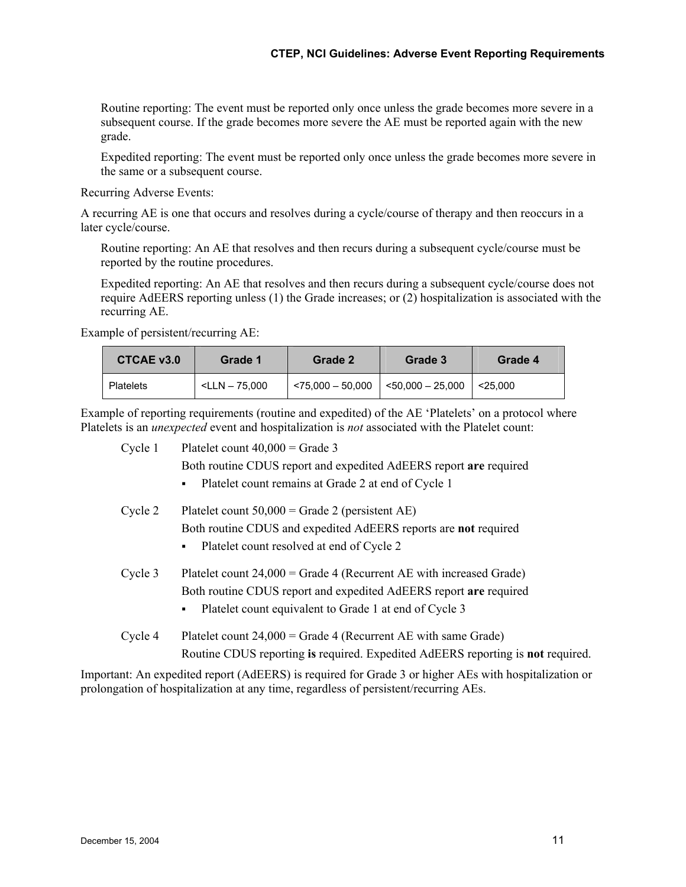Routine reporting: The event must be reported only once unless the grade becomes more severe in a subsequent course. If the grade becomes more severe the AE must be reported again with the new grade.

Expedited reporting: The event must be reported only once unless the grade becomes more severe in the same or a subsequent course.

Recurring Adverse Events:

A recurring AE is one that occurs and resolves during a cycle/course of therapy and then reoccurs in a later cycle/course.

Routine reporting: An AE that resolves and then recurs during a subsequent cycle/course must be reported by the routine procedures.

Expedited reporting: An AE that resolves and then recurs during a subsequent cycle/course does not require AdEERS reporting unless (1) the Grade increases; or (2) hospitalization is associated with the recurring AE.

Example of persistent/recurring AE:

| CTCAE v3.0 | Grade 1 | Grade 2 | Grade 3 | Grade 4 |
|---|---|---|---|---|
| Platelets | <LLN – 75,000 | <75,000 – 50,000 | <50,000 – 25,000 | <25,000 |

Example of reporting requirements (routine and expedited) of the AE 'Platelets' on a protocol where Platelets is an *unexpected* event and hospitalization is *not* associated with the Platelet count:

Cycle 1 Platelet count 40,000 = Grade 3
Both routine CDUS report and expedited AdEERS report **are** required

- Platelet count remains at Grade 2 at end of Cycle 1

Cycle 2 Platelet count 50,000 = Grade 2 (persistent AE)
Both routine CDUS and expedited AdEERS reports are **not** required

- Platelet count resolved at end of Cycle 2

Cycle 3 Platelet count 24,000 = Grade 4 (Recurrent AE with increased Grade)
Both routine CDUS report and expedited AdEERS report **are** required

- Platelet count equivalent to Grade 1 at end of Cycle 3

Cycle 4 Platelet count 24,000 = Grade 4 (Recurrent AE with same Grade)
Routine CDUS reporting **is** required. Expedited AdEERS reporting is **not** required.

Important: An expedited report (AdEERS) is required for Grade 3 or higher AEs with hospitalization or prolongation of hospitalization at any time, regardless of persistent/recurring AEs.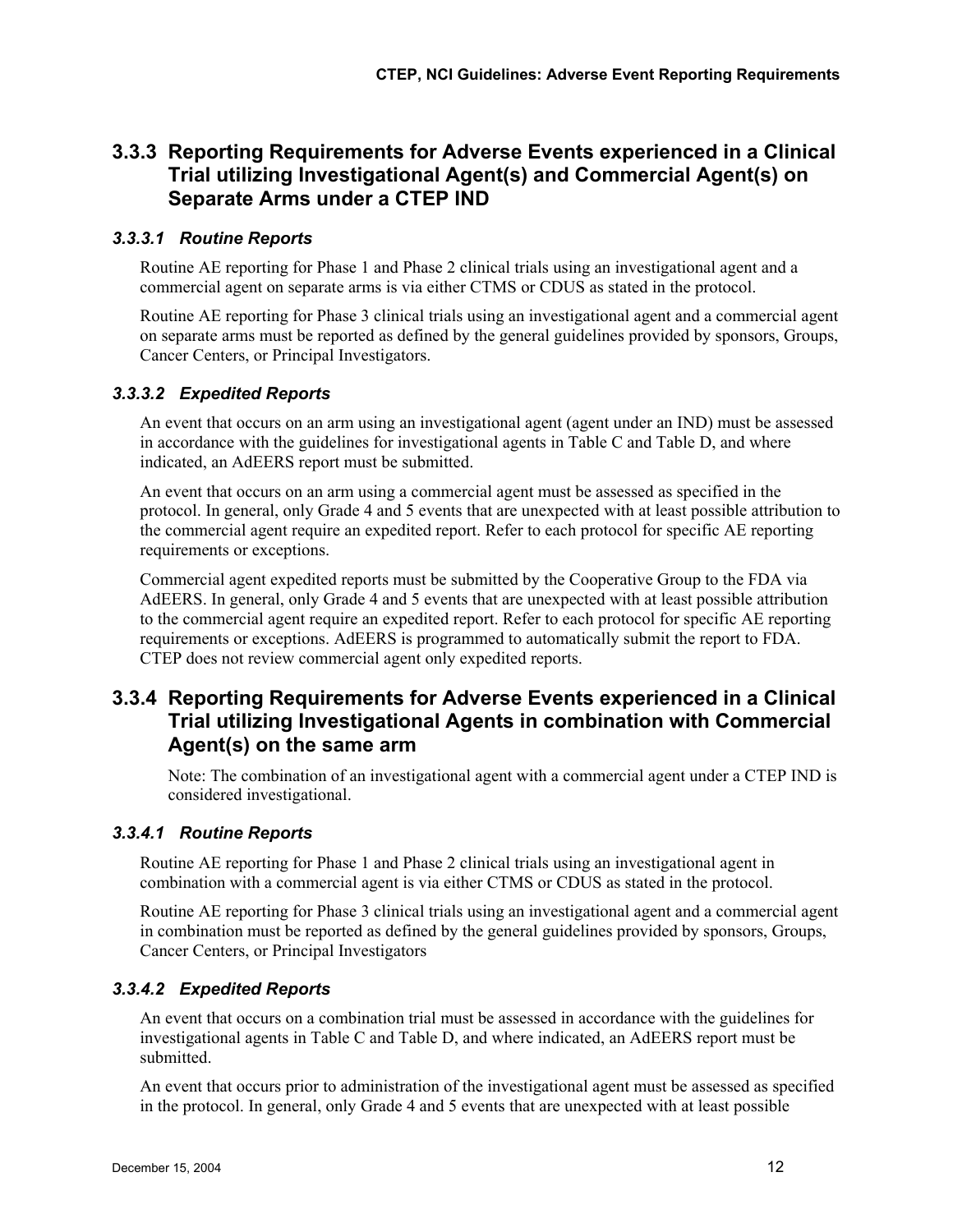### 3.3.3 Reporting Requirements for Adverse Events experienced in a Clinical Trial utilizing Investigational Agent(s) and Commercial Agent(s) on Separate Arms under a CTEP IND

#### *3.3.3.1 Routine Reports*

Routine AE reporting for Phase 1 and Phase 2 clinical trials using an investigational agent and a commercial agent on separate arms is via either CTMS or CDUS as stated in the protocol.

Routine AE reporting for Phase 3 clinical trials using an investigational agent and a commercial agent on separate arms must be reported as defined by the general guidelines provided by sponsors, Groups, Cancer Centers, or Principal Investigators.

#### *3.3.3.2 Expedited Reports*

An event that occurs on an arm using an investigational agent (agent under an IND) must be assessed in accordance with the guidelines for investigational agents in Table C and Table D, and where indicated, an AdEERS report must be submitted.

An event that occurs on an arm using a commercial agent must be assessed as specified in the protocol. In general, only Grade 4 and 5 events that are unexpected with at least possible attribution to the commercial agent require an expedited report. Refer to each protocol for specific AE reporting requirements or exceptions.

Commercial agent expedited reports must be submitted by the Cooperative Group to the FDA via AdEERS. In general, only Grade 4 and 5 events that are unexpected with at least possible attribution to the commercial agent require an expedited report. Refer to each protocol for specific AE reporting requirements or exceptions. AdEERS is programmed to automatically submit the report to FDA. CTEP does not review commercial agent only expedited reports.

### 3.3.4 Reporting Requirements for Adverse Events experienced in a Clinical Trial utilizing Investigational Agents in combination with Commercial Agent(s) on the same arm

Note: The combination of an investigational agent with a commercial agent under a CTEP IND is considered investigational.

#### *3.3.4.1 Routine Reports*

Routine AE reporting for Phase 1 and Phase 2 clinical trials using an investigational agent in combination with a commercial agent is via either CTMS or CDUS as stated in the protocol.

Routine AE reporting for Phase 3 clinical trials using an investigational agent and a commercial agent in combination must be reported as defined by the general guidelines provided by sponsors, Groups, Cancer Centers, or Principal Investigators

#### *3.3.4.2 Expedited Reports*

An event that occurs on a combination trial must be assessed in accordance with the guidelines for investigational agents in Table C and Table D, and where indicated, an AdEERS report must be submitted.

An event that occurs prior to administration of the investigational agent must be assessed as specified in the protocol. In general, only Grade 4 and 5 events that are unexpected with at least possible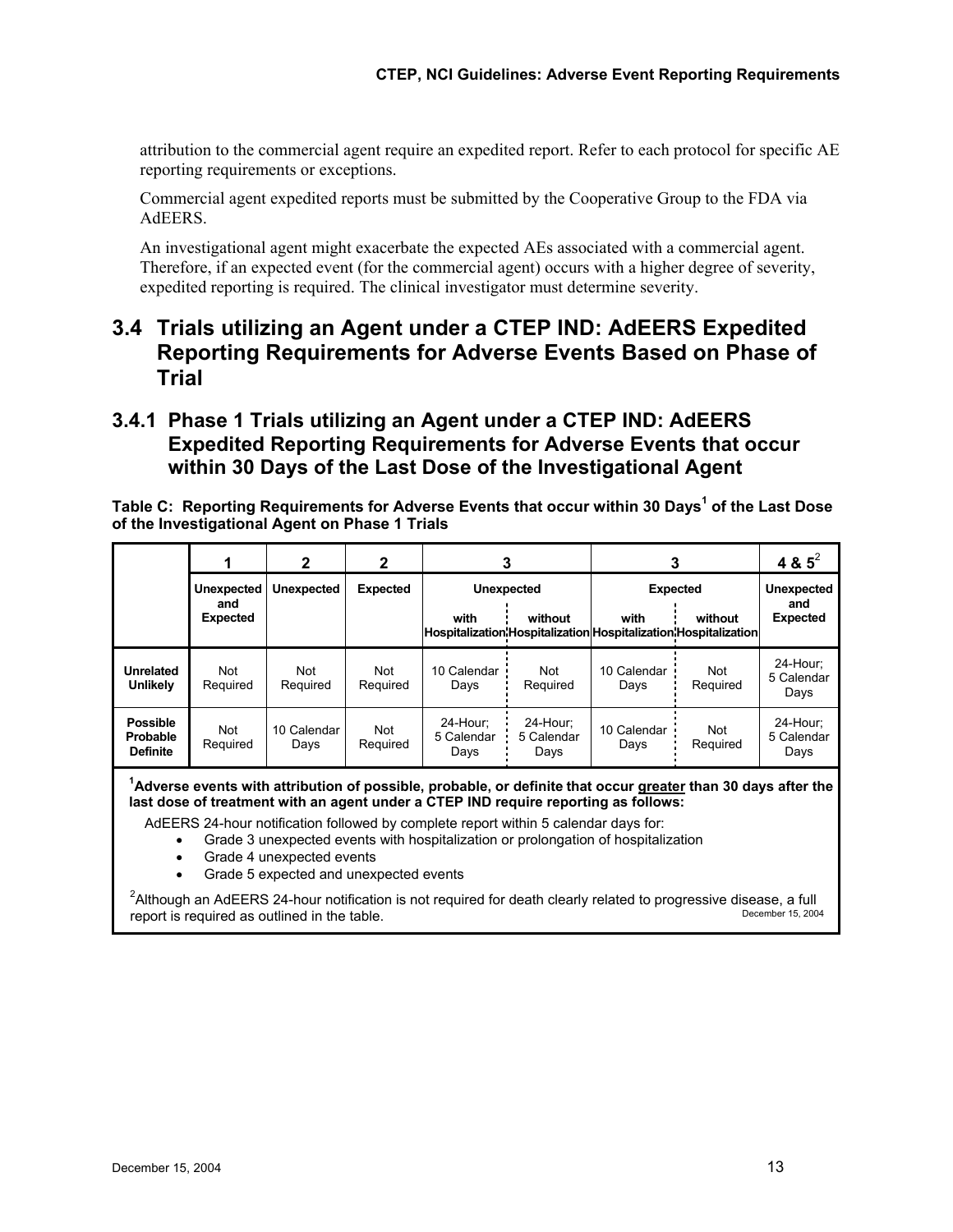attribution to the commercial agent require an expedited report. Refer to each protocol for specific AE reporting requirements or exceptions.

Commercial agent expedited reports must be submitted by the Cooperative Group to the FDA via AdEERS.

An investigational agent might exacerbate the expected AEs associated with a commercial agent. Therefore, if an expected event (for the commercial agent) occurs with a higher degree of severity, expedited reporting is required. The clinical investigator must determine severity.

## 3.4 Trials utilizing an Agent under a CTEP IND: AdEERS Expedited Reporting Requirements for Adverse Events Based on Phase of Trial

### 3.4.1 Phase 1 Trials utilizing an Agent under a CTEP IND: AdEERS Expedited Reporting Requirements for Adverse Events that occur within 30 Days of the Last Dose of the Investigational Agent

**Table C: Reporting Requirements for Adverse Events that occur within 30 Days[1] of the Last Dose of the Investigational Agent on Phase 1 Trials**

| | 1 | 2 | 2 | 3 | | 3 | | 4 & 5[2] |
|---|---|---|---|---|---|---|---|---|
| | Unexpected and Expected | Unexpected | Expected | Unexpected | | Expected | | Unexpected and Expected |
| | | | | with Hospitalization | without Hospitalization | with Hospitalization | without Hospitalization | |
| **Unrelated Unlikely** | Not Required | Not Required | Not Required | 10 Calendar Days | Not Required | 10 Calendar Days | Not Required | 24-Hour; 5 Calendar Days |
| **Possible Probable Definite** | Not Required | 10 Calendar Days | Not Required | 24-Hour; 5 Calendar Days | 24-Hour; 5 Calendar Days | 10 Calendar Days | Not Required | 24-Hour; 5 Calendar Days |

[1]**Adverse events with attribution of possible, probable, or definite that occur greater than 30 days after the last dose of treatment with an agent under a CTEP IND require reporting as follows:**

AdEERS 24-hour notification followed by complete report within 5 calendar days for:

- Grade 3 unexpected events with hospitalization or prolongation of hospitalization
- Grade 4 unexpected events
- Grade 5 expected and unexpected events

[2]Although an AdEERS 24-hour notification is not required for death clearly related to progressive disease, a full report is required as outlined in the table.

December 15, 2004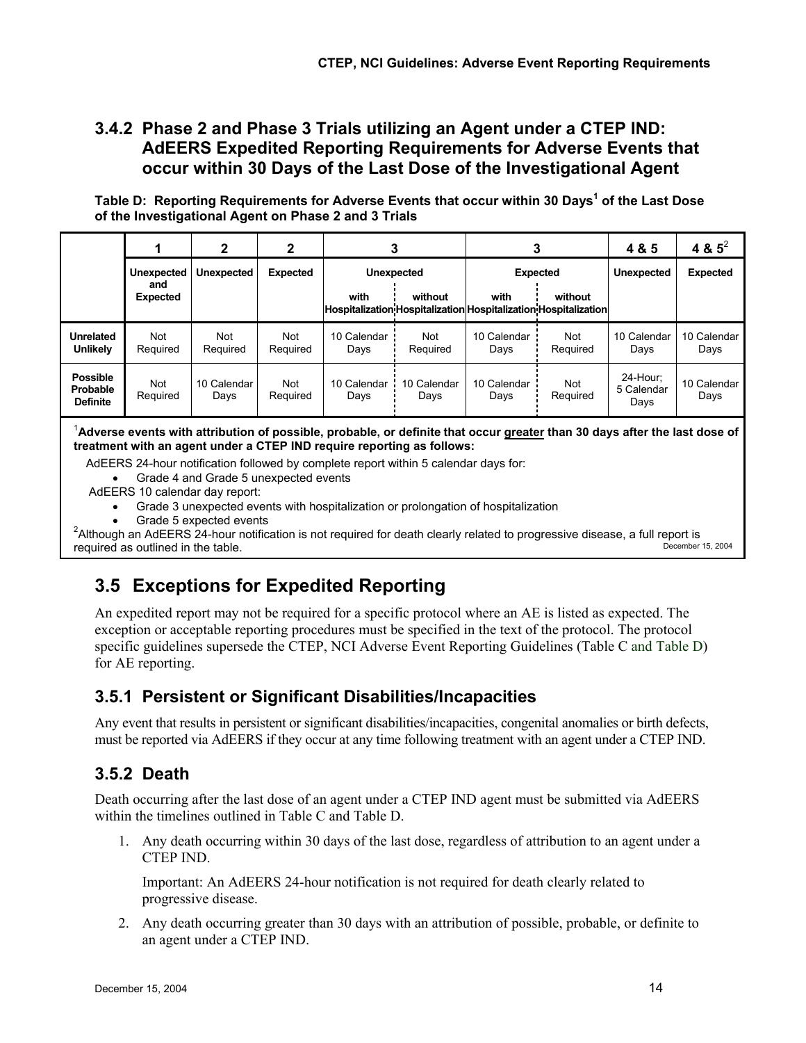## 3.4.2 Phase 2 and Phase 3 Trials utilizing an Agent under a CTEP IND: AdEERS Expedited Reporting Requirements for Adverse Events that occur within 30 Days of the Last Dose of the Investigational Agent

**Table D: Reporting Requirements for Adverse Events that occur within 30 Days[1] of the Last Dose of the Investigational Agent on Phase 2 and 3 Trials**

| | 1 | 2 | 2 | 3 | | 3 | | 4 & 5 | 4 & 5[2] |
|---|---|---|---|---|---|---|---|---|---|
| | **Unexpected and Expected** | **Unexpected** | **Expected** | **Unexpected** | | **Expected** | | **Unexpected** | **Expected** |
| | | | | **with Hospitalization** | **without Hospitalization** | **with Hospitalization** | **without Hospitalization** | | |
| **Unrelated Unlikely** | Not Required | Not Required | Not Required | 10 Calendar Days | Not Required | 10 Calendar Days | Not Required | 10 Calendar Days | 10 Calendar Days |
| **Possible Probable Definite** | Not Required | 10 Calendar Days | Not Required | 10 Calendar Days | 10 Calendar Days | 10 Calendar Days | Not Required | 24-Hour; 5 Calendar Days | 10 Calendar Days |

[1]**Adverse events with attribution of possible, probable, or definite that occur greater than 30 days after the last dose of treatment with an agent under a CTEP IND require reporting as follows:**

AdEERS 24-hour notification followed by complete report within 5 calendar days for:
- Grade 4 and Grade 5 unexpected events

AdEERS 10 calendar day report:
- Grade 3 unexpected events with hospitalization or prolongation of hospitalization
- Grade 5 expected events

[2]Although an AdEERS 24-hour notification is not required for death clearly related to progressive disease, a full report is required as outlined in the table.

December 15, 2004

## 3.5 Exceptions for Expedited Reporting

An expedited report may not be required for a specific protocol where an AE is listed as expected. The exception or acceptable reporting procedures must be specified in the text of the protocol. The protocol specific guidelines supersede the CTEP, NCI Adverse Event Reporting Guidelines (Table C and Table D) for AE reporting.

### 3.5.1 Persistent or Significant Disabilities/Incapacities

Any event that results in persistent or significant disabilities/incapacities, congenital anomalies or birth defects, must be reported via AdEERS if they occur at any time following treatment with an agent under a CTEP IND.

### 3.5.2 Death

Death occurring after the last dose of an agent under a CTEP IND agent must be submitted via AdEERS within the timelines outlined in Table C and Table D.

1. Any death occurring within 30 days of the last dose, regardless of attribution to an agent under a CTEP IND.

   Important: An AdEERS 24-hour notification is not required for death clearly related to progressive disease.

2. Any death occurring greater than 30 days with an attribution of possible, probable, or definite to an agent under a CTEP IND.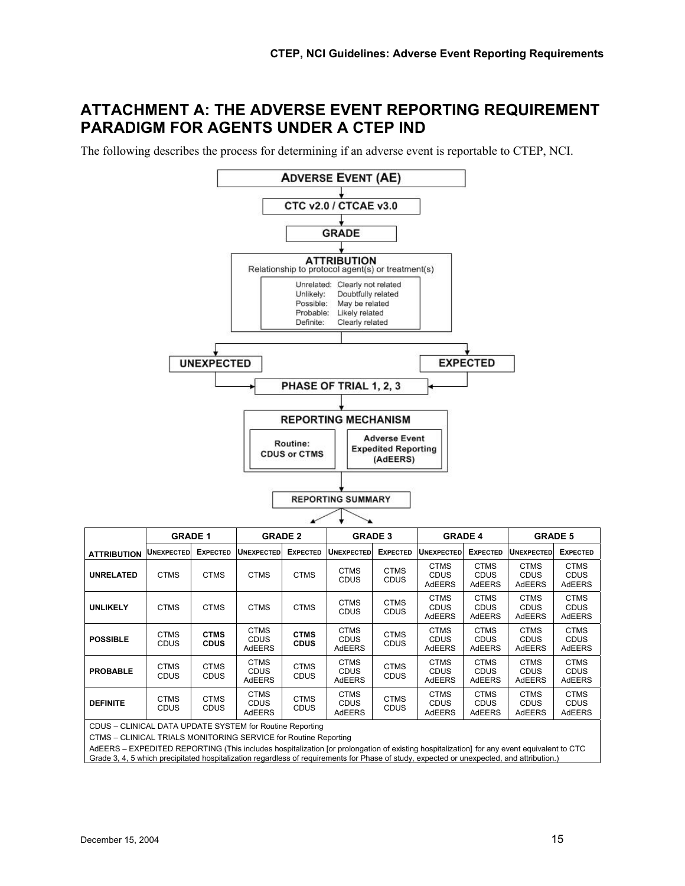## ATTACHMENT A: THE ADVERSE EVENT REPORTING REQUIREMENT PARADIGM FOR AGENTS UNDER A CTEP IND

The following describes the process for determining if an adverse event is reportable to CTEP, NCI.

ADVERSE EVENT (AE)

CTC v2.0 / CTCAE v3.0

GRADE

ATTRIBUTION
Relationship to protocol agent(s) or treatment(s)

Unrelated: Clearly not related
Unlikely: Doubtfully related
Possible: May be related
Probable: Likely related
Definite: Clearly related

UNEXPECTED

EXPECTED

PHASE OF TRIAL 1, 2, 3

REPORTING MECHANISM

Routine: CDUS or CTMS

Adverse Event Expedited Reporting (AdEERS)

REPORTING SUMMARY

| | GRADE 1 | | GRADE 2 | | GRADE 3 | | GRADE 4 | | GRADE 5 | |
|---|---|---|---|---|---|---|---|---|---|---|
| **ATTRIBUTION** | UNEXPECTED | EXPECTED | UNEXPECTED | EXPECTED | UNEXPECTED | EXPECTED | UNEXPECTED | EXPECTED | UNEXPECTED | EXPECTED |
| **UNRELATED** | CTMS | CTMS | CTMS | CTMS | CTMS CDUS | CTMS CDUS | CTMS CDUS AdEERS | CTMS CDUS AdEERS | CTMS CDUS AdEERS | CTMS CDUS AdEERS |
| **UNLIKELY** | CTMS | CTMS | CTMS | CTMS | CTMS CDUS | CTMS CDUS | CTMS CDUS AdEERS | CTMS CDUS AdEERS | CTMS CDUS AdEERS | CTMS CDUS AdEERS |
| **POSSIBLE** | CTMS CDUS | **CTMS CDUS** | CTMS CDUS AdEERS | **CTMS CDUS** | CTMS CDUS AdEERS | CTMS CDUS | CTMS CDUS AdEERS | CTMS CDUS AdEERS | CTMS CDUS AdEERS | CTMS CDUS AdEERS |
| **PROBABLE** | CTMS CDUS | CTMS CDUS | CTMS CDUS AdEERS | CTMS CDUS | CTMS CDUS AdEERS | CTMS CDUS | CTMS CDUS AdEERS | CTMS CDUS AdEERS | CTMS CDUS AdEERS | CTMS CDUS AdEERS |
| **DEFINITE** | CTMS CDUS | CTMS CDUS | CTMS CDUS AdEERS | CTMS CDUS | CTMS CDUS AdEERS | CTMS CDUS | CTMS CDUS AdEERS | CTMS CDUS AdEERS | CTMS CDUS AdEERS | CTMS CDUS AdEERS |

CDUS – CLINICAL DATA UPDATE SYSTEM for Routine Reporting

CTMS – CLINICAL TRIALS MONITORING SERVICE for Routine Reporting

AdEERS – EXPEDITED REPORTING (This includes hospitalization [or prolongation of existing hospitalization] for any event equivalent to CTC Grade 3, 4, 5 which precipitated hospitalization regardless of requirements for Phase of study, expected or unexpected, and attribution.)